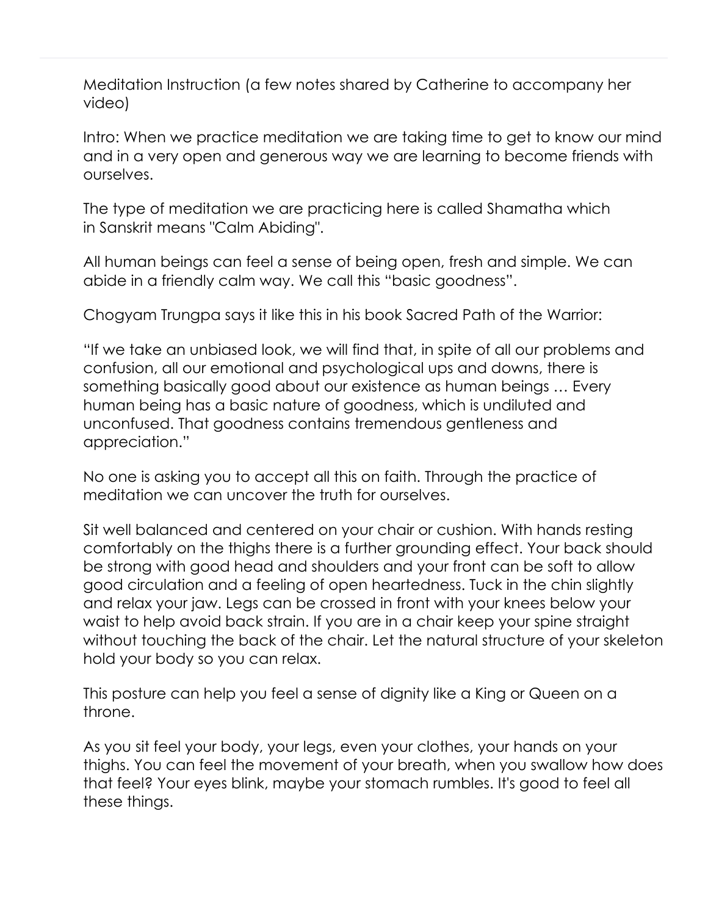Meditation Instruction (a few notes shared by Catherine to accompany her video)

Intro: When we practice meditation we are taking time to get to know our mind and in a very open and generous way we are learning to become friends with ourselves.

The type of meditation we are practicing here is called Shamatha which in Sanskrit means "Calm Abiding".

All human beings can feel a sense of being open, fresh and simple. We can abide in a friendly calm way. We call this "basic goodness".

Chogyam Trungpa says it like this in his book Sacred Path of the Warrior:

"If we take an unbiased look, we will find that, in spite of all our problems and confusion, all our emotional and psychological ups and downs, there is something basically good about our existence as human beings … Every human being has a basic nature of goodness, which is undiluted and unconfused. That goodness contains tremendous gentleness and appreciation."

No one is asking you to accept all this on faith. Through the practice of meditation we can uncover the truth for ourselves.

Sit well balanced and centered on your chair or cushion. With hands resting comfortably on the thighs there is a further grounding effect. Your back should be strong with good head and shoulders and your front can be soft to allow good circulation and a feeling of open heartedness. Tuck in the chin slightly and relax your jaw. Legs can be crossed in front with your knees below your waist to help avoid back strain. If you are in a chair keep your spine straight without touching the back of the chair. Let the natural structure of your skeleton hold your body so you can relax.

This posture can help you feel a sense of dignity like a King or Queen on a throne.

As you sit feel your body, your legs, even your clothes, your hands on your thighs. You can feel the movement of your breath, when you swallow how does that feel? Your eyes blink, maybe your stomach rumbles. It's good to feel all these things.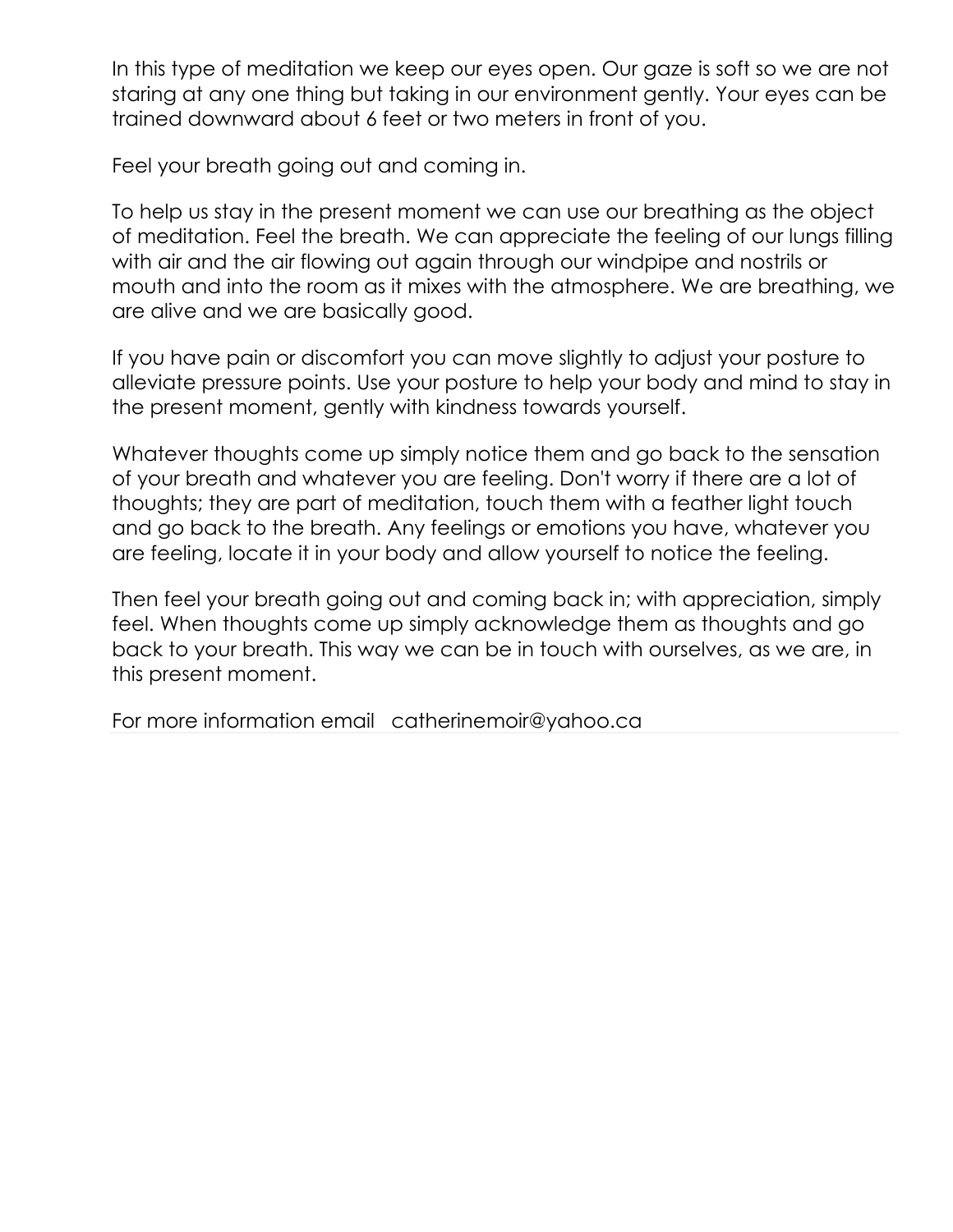In this type of meditation we keep our eyes open. Our gaze is soft so we are not staring at any one thing but taking in our environment gently. Your eyes can be trained downward about 6 feet or two meters in front of you.

Feel your breath going out and coming in.

To help us stay in the present moment we can use our breathing as the object of meditation. Feel the breath. We can appreciate the feeling of our lungs filling with air and the air flowing out again through our windpipe and nostrils or mouth and into the room as it mixes with the atmosphere. We are breathing, we are alive and we are basically good.

If you have pain or discomfort you can move slightly to adjust your posture to alleviate pressure points. Use your posture to help your body and mind to stay in the present moment, gently with kindness towards yourself.

Whatever thoughts come up simply notice them and go back to the sensation of your breath and whatever you are feeling. Don't worry if there are a lot of thoughts; they are part of meditation, touch them with a feather light touch and go back to the breath. Any feelings or emotions you have, whatever you are feeling, locate it in your body and allow yourself to notice the feeling.

Then feel your breath going out and coming back in; with appreciation, simply feel. When thoughts come up simply acknowledge them as thoughts and go back to your breath. This way we can be in touch with ourselves, as we are, in this present moment.

For more information email catherinemoir@yahoo.ca